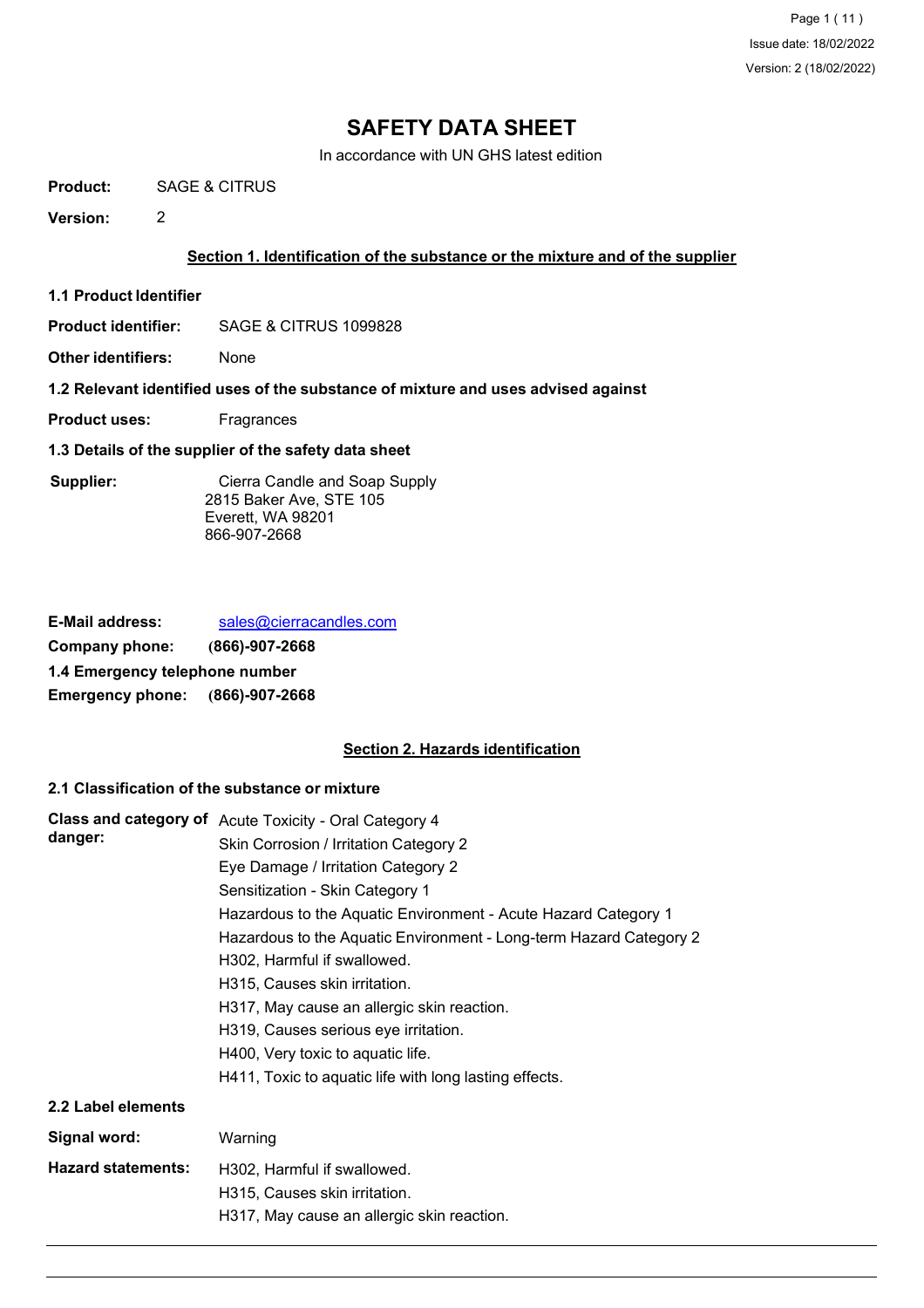# SAFETY DATA SHEET

In accordance with UN GHS latest edition

**Product:** SAGE & CITRUS

**Version:** 2

## Section 1. Identification of the substance or the mixture and of the supplier

### 1.1 Product Identifier

**Product identifier:** SAGE & CITRUS 1099828

**Other identifiers:** None

### 1.2 Relevant identified uses of the substance of mixture and uses advised against

**Product uses:** Fragrances

### 1.3 Details of the supplier of the safety data sheet

**Supplier:** Cierra Candle and Soap Supply
2815 Baker Ave, STE 105
Everett, WA 98201
866-907-2668

**E-Mail address:** sales@cierracandles.com

**Company phone:** (866)-907-2668

### 1.4 Emergency telephone number

**Emergency phone:** (866)-907-2668

## Section 2. Hazards identification

### 2.1 Classification of the substance or mixture

**Class and category of danger:**
Acute Toxicity - Oral Category 4
Skin Corrosion / Irritation Category 2
Eye Damage / Irritation Category 2
Sensitization - Skin Category 1
Hazardous to the Aquatic Environment - Acute Hazard Category 1
Hazardous to the Aquatic Environment - Long-term Hazard Category 2
H302, Harmful if swallowed.
H315, Causes skin irritation.
H317, May cause an allergic skin reaction.
H319, Causes serious eye irritation.
H400, Very toxic to aquatic life.
H411, Toxic to aquatic life with long lasting effects.

### 2.2 Label elements

**Signal word:** Warning

**Hazard statements:**
H302, Harmful if swallowed.
H315, Causes skin irritation.
H317, May cause an allergic skin reaction.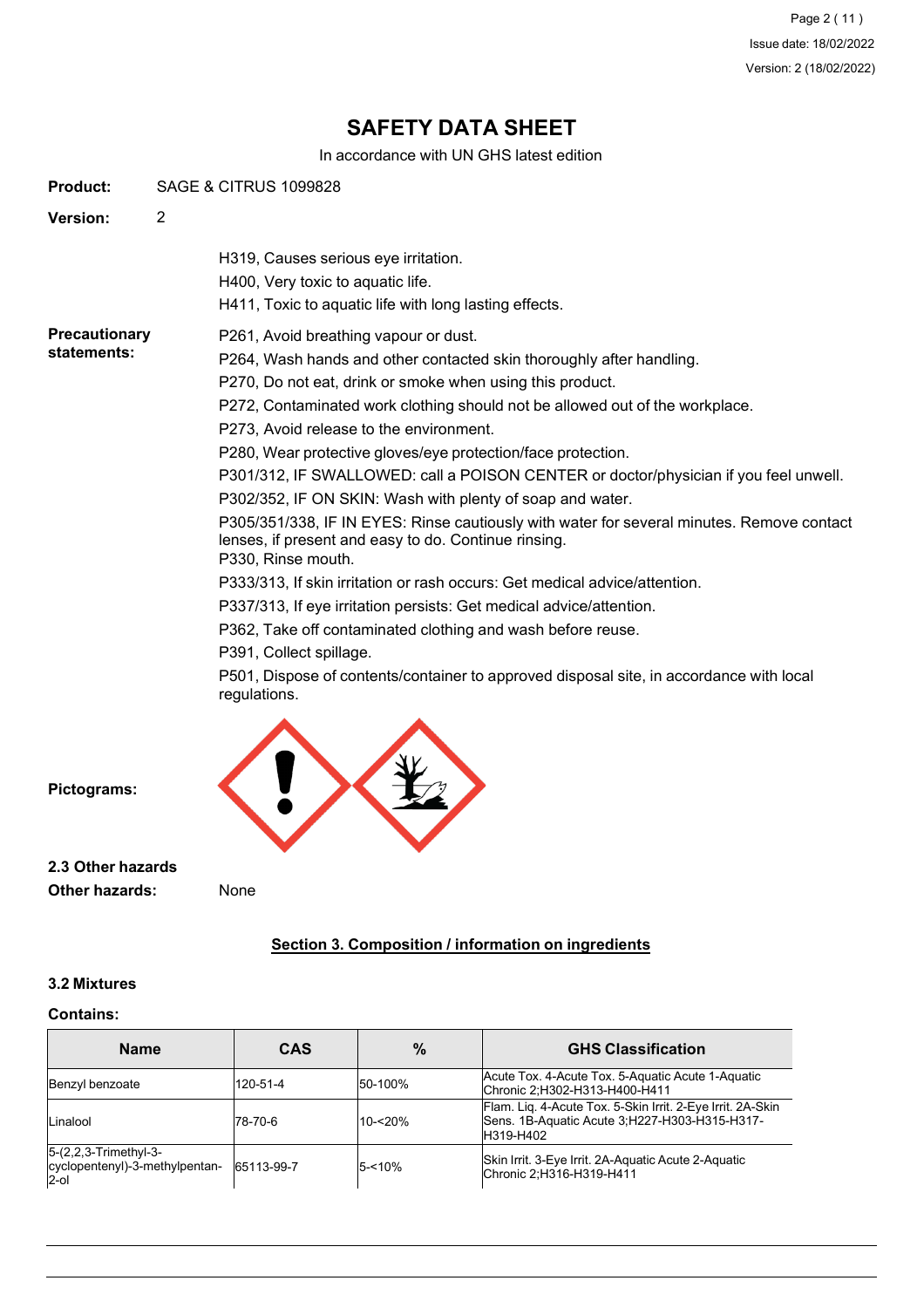**Product:** SAGE & CITRUS 1099828

**Version:** 2

H319, Causes serious eye irritation.
H400, Very toxic to aquatic life.
H411, Toxic to aquatic life with long lasting effects.

**Precautionary statements:**

P261, Avoid breathing vapour or dust.
P264, Wash hands and other contacted skin thoroughly after handling.
P270, Do not eat, drink or smoke when using this product.
P272, Contaminated work clothing should not be allowed out of the workplace.
P273, Avoid release to the environment.
P280, Wear protective gloves/eye protection/face protection.
P301/312, IF SWALLOWED: call a POISON CENTER or doctor/physician if you feel unwell.
P302/352, IF ON SKIN: Wash with plenty of soap and water.
P305/351/338, IF IN EYES: Rinse cautiously with water for several minutes. Remove contact lenses, if present and easy to do. Continue rinsing.
P330, Rinse mouth.
P333/313, If skin irritation or rash occurs: Get medical advice/attention.
P337/313, If eye irritation persists: Get medical advice/attention.
P362, Take off contaminated clothing and wash before reuse.
P391, Collect spillage.
P501, Dispose of contents/container to approved disposal site, in accordance with local regulations.

**Pictograms:**

### 2.3 Other hazards

**Other hazards:** None

## Section 3. Composition / information on ingredients

### 3.2 Mixtures

**Contains:**

| Name | CAS | % | GHS Classification |
|---|---|---|---|
| Benzyl benzoate | 120-51-4 | 50-100% | Acute Tox. 4-Acute Tox. 5-Aquatic Acute 1-Aquatic Chronic 2;H302-H313-H400-H411 |
| Linalool | 78-70-6 | 10-<20% | Flam. Liq. 4-Acute Tox. 5-Skin Irrit. 2-Eye Irrit. 2A-Skin Sens. 1B-Aquatic Acute 3;H227-H303-H315-H317-H319-H402 |
| 5-(2,2,3-Trimethyl-3-cyclopentenyl)-3-methylpentan-2-ol | 65113-99-7 | 5-<10% | Skin Irrit. 3-Eye Irrit. 2A-Aquatic Acute 2-Aquatic Chronic 2;H316-H319-H411 |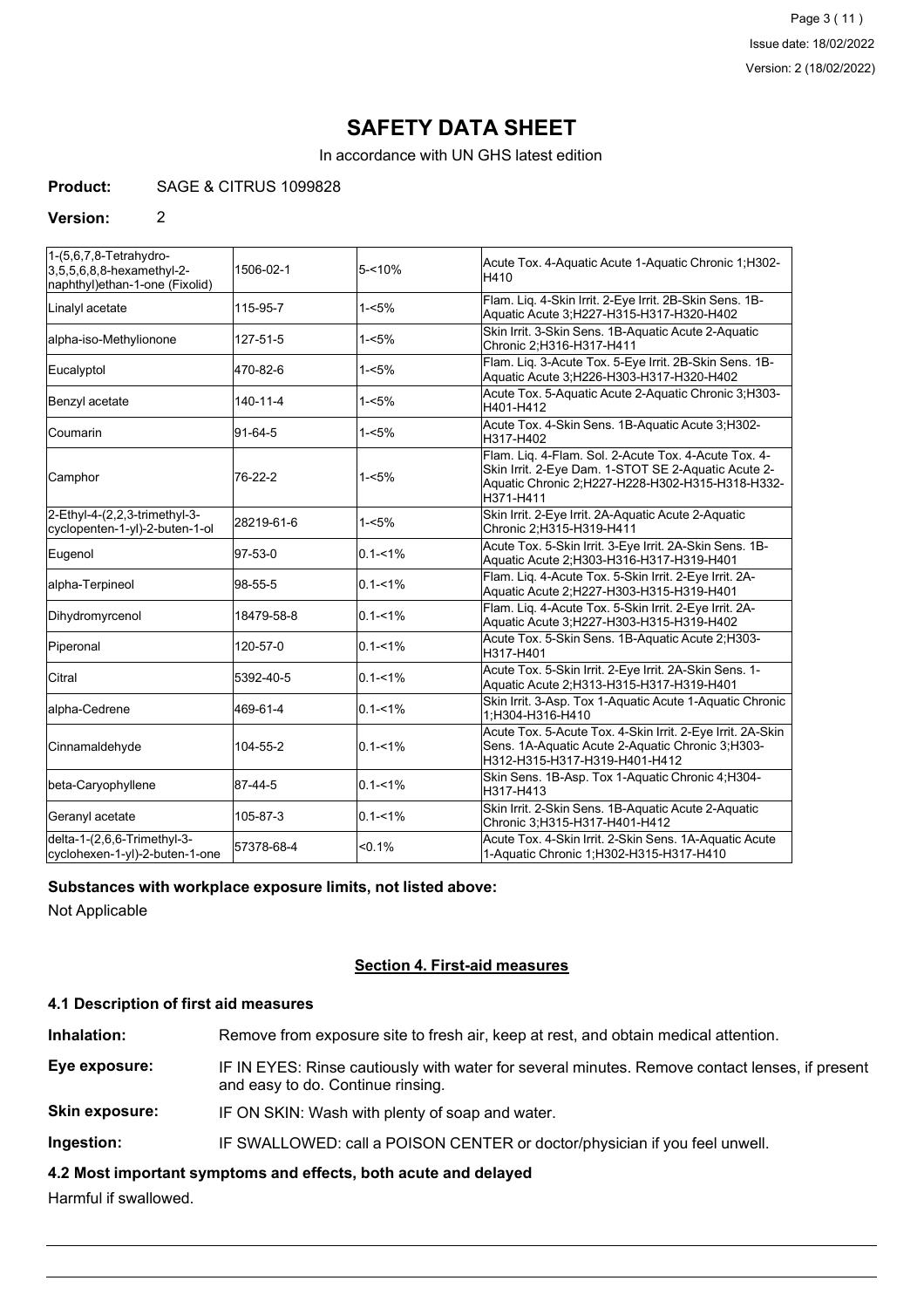# SAFETY DATA SHEET

In accordance with UN GHS latest edition

**Product:** SAGE & CITRUS 1099828

**Version:** 2

| | | | |
|---|---|---|---|
| 1-(5,6,7,8-Tetrahydro-3,5,5,6,8,8-hexamethyl-2-naphthyl)ethan-1-one (Fixolid) | 1506-02-1 | 5-<10% | Acute Tox. 4-Aquatic Acute 1-Aquatic Chronic 1;H302-H410 |
| Linalyl acetate | 115-95-7 | 1-<5% | Flam. Liq. 4-Skin Irrit. 2-Eye Irrit. 2B-Skin Sens. 1B-Aquatic Acute 3;H227-H315-H317-H320-H402 |
| alpha-iso-Methylionone | 127-51-5 | 1-<5% | Skin Irrit. 3-Skin Sens. 1B-Aquatic Acute 2-Aquatic Chronic 2;H316-H317-H411 |
| Eucalyptol | 470-82-6 | 1-<5% | Flam. Liq. 3-Acute Tox. 5-Eye Irrit. 2B-Skin Sens. 1B-Aquatic Acute 3;H226-H303-H317-H320-H402 |
| Benzyl acetate | 140-11-4 | 1-<5% | Acute Tox. 5-Aquatic Acute 2-Aquatic Chronic 3;H303-H401-H412 |
| Coumarin | 91-64-5 | 1-<5% | Acute Tox. 4-Skin Sens. 1B-Aquatic Acute 3;H302-H317-H402 |
| Camphor | 76-22-2 | 1-<5% | Flam. Liq. 4-Flam. Sol. 2-Acute Tox. 4-Acute Tox. 4-Skin Irrit. 2-Eye Dam. 1-STOT SE 2-Aquatic Acute 2-Aquatic Chronic 2;H227-H228-H302-H315-H318-H332-H371-H411 |
| 2-Ethyl-4-(2,2,3-trimethyl-3-cyclopenten-1-yl)-2-buten-1-ol | 28219-61-6 | 1-<5% | Skin Irrit. 2-Eye Irrit. 2A-Aquatic Acute 2-Aquatic Chronic 2;H315-H319-H411 |
| Eugenol | 97-53-0 | 0.1-<1% | Acute Tox. 5-Skin Irrit. 3-Eye Irrit. 2A-Skin Sens. 1B-Aquatic Acute 2;H303-H316-H317-H319-H401 |
| alpha-Terpineol | 98-55-5 | 0.1-<1% | Flam. Liq. 4-Acute Tox. 5-Skin Irrit. 2-Eye Irrit. 2A-Aquatic Acute 2;H227-H303-H315-H319-H401 |
| Dihydromyrcenol | 18479-58-8 | 0.1-<1% | Flam. Liq. 4-Acute Tox. 5-Skin Irrit. 2-Eye Irrit. 2A-Aquatic Acute 3;H227-H303-H315-H319-H402 |
| Piperonal | 120-57-0 | 0.1-<1% | Acute Tox. 5-Skin Sens. 1B-Aquatic Acute 2;H303-H317-H401 |
| Citral | 5392-40-5 | 0.1-<1% | Acute Tox. 5-Skin Irrit. 2-Eye Irrit. 2A-Skin Sens. 1-Aquatic Acute 2;H313-H315-H317-H319-H401 |
| alpha-Cedrene | 469-61-4 | 0.1-<1% | Skin Irrit. 3-Asp. Tox 1-Aquatic Acute 1-Aquatic Chronic 1;H304-H316-H410 |
| Cinnamaldehyde | 104-55-2 | 0.1-<1% | Acute Tox. 5-Acute Tox. 4-Skin Irrit. 2-Eye Irrit. 2A-Skin Sens. 1A-Aquatic Acute 2-Aquatic Chronic 3;H303-H312-H315-H317-H319-H401-H412 |
| beta-Caryophyllene | 87-44-5 | 0.1-<1% | Skin Sens. 1B-Asp. Tox 1-Aquatic Chronic 4;H304-H317-H413 |
| Geranyl acetate | 105-87-3 | 0.1-<1% | Skin Irrit. 2-Skin Sens. 1B-Aquatic Acute 2-Aquatic Chronic 3;H315-H317-H401-H412 |
| delta-1-(2,6,6-Trimethyl-3-cyclohexen-1-yl)-2-buten-1-one | 57378-68-4 | <0.1% | Acute Tox. 4-Skin Irrit. 2-Skin Sens. 1A-Aquatic Acute 1-Aquatic Chronic 1;H302-H315-H317-H410 |

**Substances with workplace exposure limits, not listed above:**

Not Applicable

## Section 4. First-aid measures

### 4.1 Description of first aid measures

**Inhalation:** Remove from exposure site to fresh air, keep at rest, and obtain medical attention.

**Eye exposure:** IF IN EYES: Rinse cautiously with water for several minutes. Remove contact lenses, if present and easy to do. Continue rinsing.

**Skin exposure:** IF ON SKIN: Wash with plenty of soap and water.

**Ingestion:** IF SWALLOWED: call a POISON CENTER or doctor/physician if you feel unwell.

### 4.2 Most important symptoms and effects, both acute and delayed

Harmful if swallowed.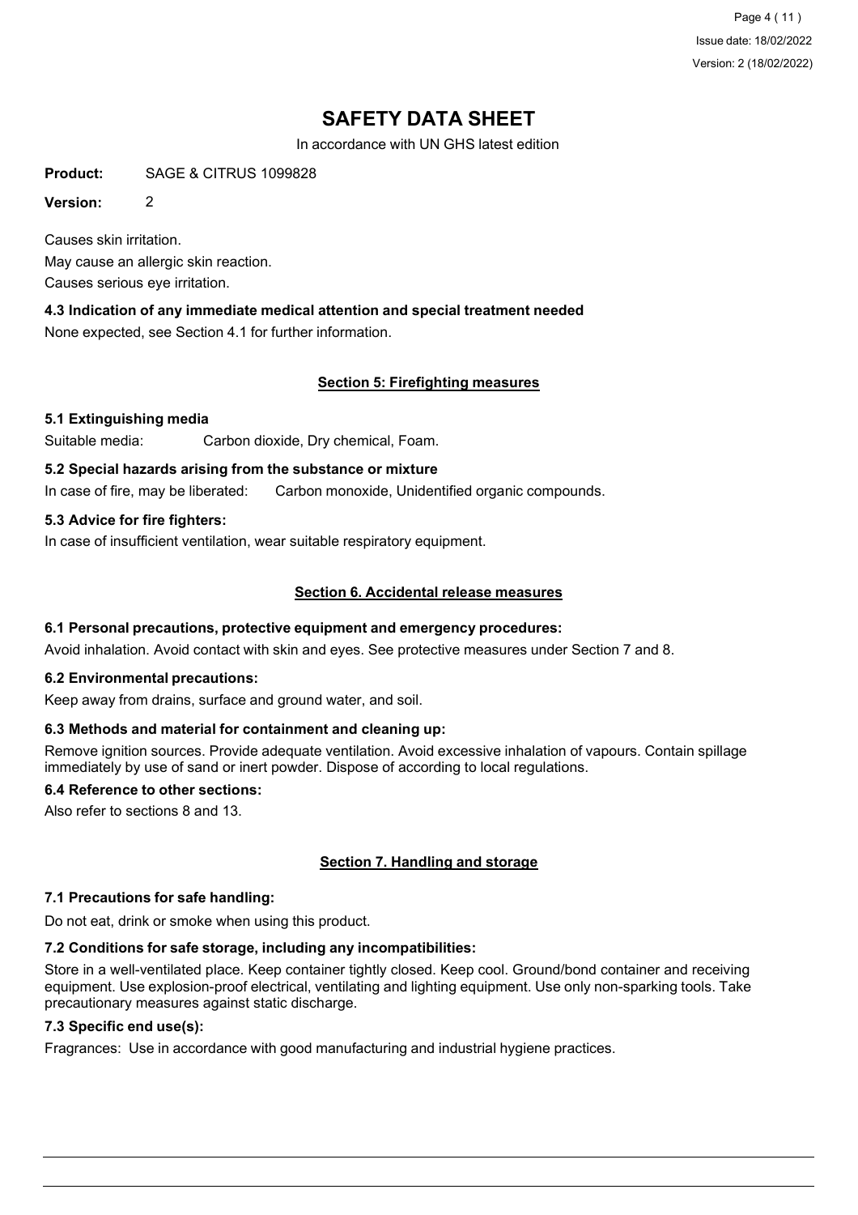# SAFETY DATA SHEET

In accordance with UN GHS latest edition

**Product:** SAGE & CITRUS 1099828

**Version:** 2

Causes skin irritation.
May cause an allergic skin reaction.
Causes serious eye irritation.

### 4.3 Indication of any immediate medical attention and special treatment needed

None expected, see Section 4.1 for further information.

## Section 5: Firefighting measures

### 5.1 Extinguishing media

Suitable media: Carbon dioxide, Dry chemical, Foam.

### 5.2 Special hazards arising from the substance or mixture

In case of fire, may be liberated: Carbon monoxide, Unidentified organic compounds.

### 5.3 Advice for fire fighters:

In case of insufficient ventilation, wear suitable respiratory equipment.

## Section 6. Accidental release measures

### 6.1 Personal precautions, protective equipment and emergency procedures:

Avoid inhalation. Avoid contact with skin and eyes. See protective measures under Section 7 and 8.

### 6.2 Environmental precautions:

Keep away from drains, surface and ground water, and soil.

### 6.3 Methods and material for containment and cleaning up:

Remove ignition sources. Provide adequate ventilation. Avoid excessive inhalation of vapours. Contain spillage immediately by use of sand or inert powder. Dispose of according to local regulations.

### 6.4 Reference to other sections:

Also refer to sections 8 and 13.

## Section 7. Handling and storage

### 7.1 Precautions for safe handling:

Do not eat, drink or smoke when using this product.

### 7.2 Conditions for safe storage, including any incompatibilities:

Store in a well-ventilated place. Keep container tightly closed. Keep cool. Ground/bond container and receiving equipment. Use explosion-proof electrical, ventilating and lighting equipment. Use only non-sparking tools. Take precautionary measures against static discharge.

### 7.3 Specific end use(s):

Fragrances: Use in accordance with good manufacturing and industrial hygiene practices.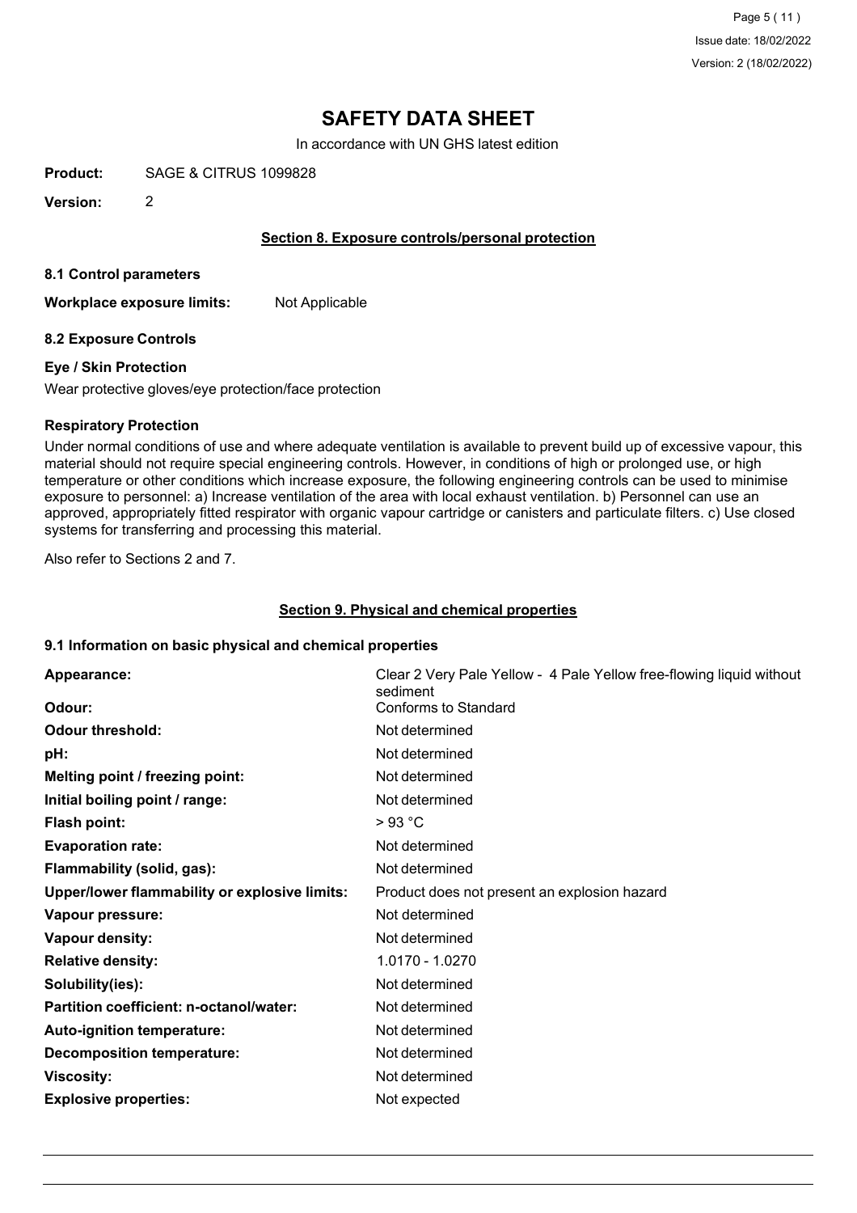# SAFETY DATA SHEET

In accordance with UN GHS latest edition

**Product:** SAGE & CITRUS 1099828

**Version:** 2

## Section 8. Exposure controls/personal protection

### 8.1 Control parameters

**Workplace exposure limits:** Not Applicable

### 8.2 Exposure Controls

**Eye / Skin Protection**

Wear protective gloves/eye protection/face protection

**Respiratory Protection**

Under normal conditions of use and where adequate ventilation is available to prevent build up of excessive vapour, this material should not require special engineering controls. However, in conditions of high or prolonged use, or high temperature or other conditions which increase exposure, the following engineering controls can be used to minimise exposure to personnel: a) Increase ventilation of the area with local exhaust ventilation. b) Personnel can use an approved, appropriately fitted respirator with organic vapour cartridge or canisters and particulate filters. c) Use closed systems for transferring and processing this material.

Also refer to Sections 2 and 7.

## Section 9. Physical and chemical properties

### 9.1 Information on basic physical and chemical properties

| | |
|---|---|
| **Appearance:** | Clear 2 Very Pale Yellow - 4 Pale Yellow free-flowing liquid without sediment |
| **Odour:** | Conforms to Standard |
| **Odour threshold:** | Not determined |
| **pH:** | Not determined |
| **Melting point / freezing point:** | Not determined |
| **Initial boiling point / range:** | Not determined |
| **Flash point:** | > 93 °C |
| **Evaporation rate:** | Not determined |
| **Flammability (solid, gas):** | Not determined |
| **Upper/lower flammability or explosive limits:** | Product does not present an explosion hazard |
| **Vapour pressure:** | Not determined |
| **Vapour density:** | Not determined |
| **Relative density:** | 1.0170 - 1.0270 |
| **Solubility(ies):** | Not determined |
| **Partition coefficient: n-octanol/water:** | Not determined |
| **Auto-ignition temperature:** | Not determined |
| **Decomposition temperature:** | Not determined |
| **Viscosity:** | Not determined |
| **Explosive properties:** | Not expected |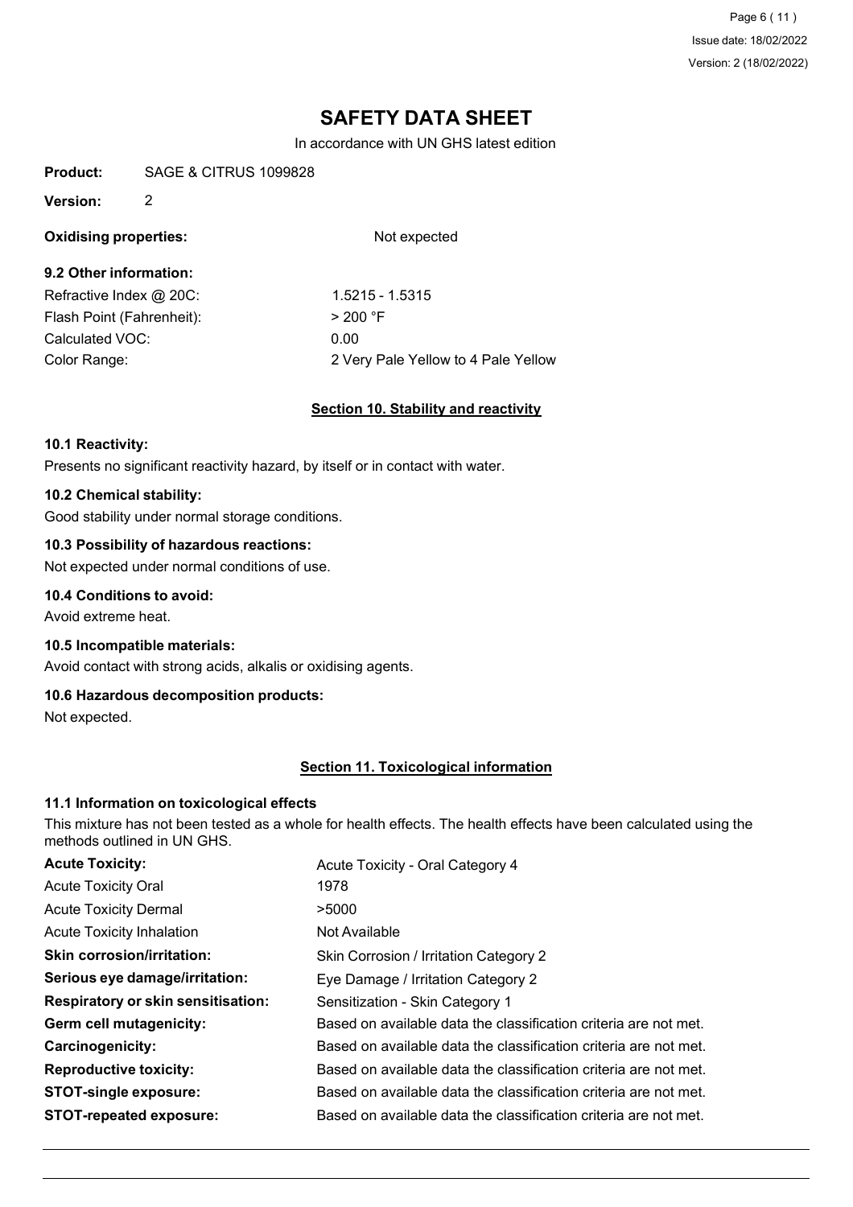# SAFETY DATA SHEET

In accordance with UN GHS latest edition

**Product:** SAGE & CITRUS 1099828

**Version:** 2

**Oxidising properties:** Not expected

### 9.2 Other information:

| | |
|---|---|
| Refractive Index @ 20C: | 1.5215 - 1.5315 |
| Flash Point (Fahrenheit): | > 200 °F |
| Calculated VOC: | 0.00 |
| Color Range: | 2 Very Pale Yellow to 4 Pale Yellow |

## Section 10. Stability and reactivity

### 10.1 Reactivity:

Presents no significant reactivity hazard, by itself or in contact with water.

### 10.2 Chemical stability:

Good stability under normal storage conditions.

### 10.3 Possibility of hazardous reactions:

Not expected under normal conditions of use.

### 10.4 Conditions to avoid:

Avoid extreme heat.

### 10.5 Incompatible materials:

Avoid contact with strong acids, alkalis or oxidising agents.

### 10.6 Hazardous decomposition products:

Not expected.

## Section 11. Toxicological information

### 11.1 Information on toxicological effects

This mixture has not been tested as a whole for health effects. The health effects have been calculated using the methods outlined in UN GHS.

| | |
|---|---|
| **Acute Toxicity:** | Acute Toxicity - Oral Category 4 |
| Acute Toxicity Oral | 1978 |
| Acute Toxicity Dermal | >5000 |
| Acute Toxicity Inhalation | Not Available |
| **Skin corrosion/irritation:** | Skin Corrosion / Irritation Category 2 |
| **Serious eye damage/irritation:** | Eye Damage / Irritation Category 2 |
| **Respiratory or skin sensitisation:** | Sensitization - Skin Category 1 |
| **Germ cell mutagenicity:** | Based on available data the classification criteria are not met. |
| **Carcinogenicity:** | Based on available data the classification criteria are not met. |
| **Reproductive toxicity:** | Based on available data the classification criteria are not met. |
| **STOT-single exposure:** | Based on available data the classification criteria are not met. |
| **STOT-repeated exposure:** | Based on available data the classification criteria are not met. |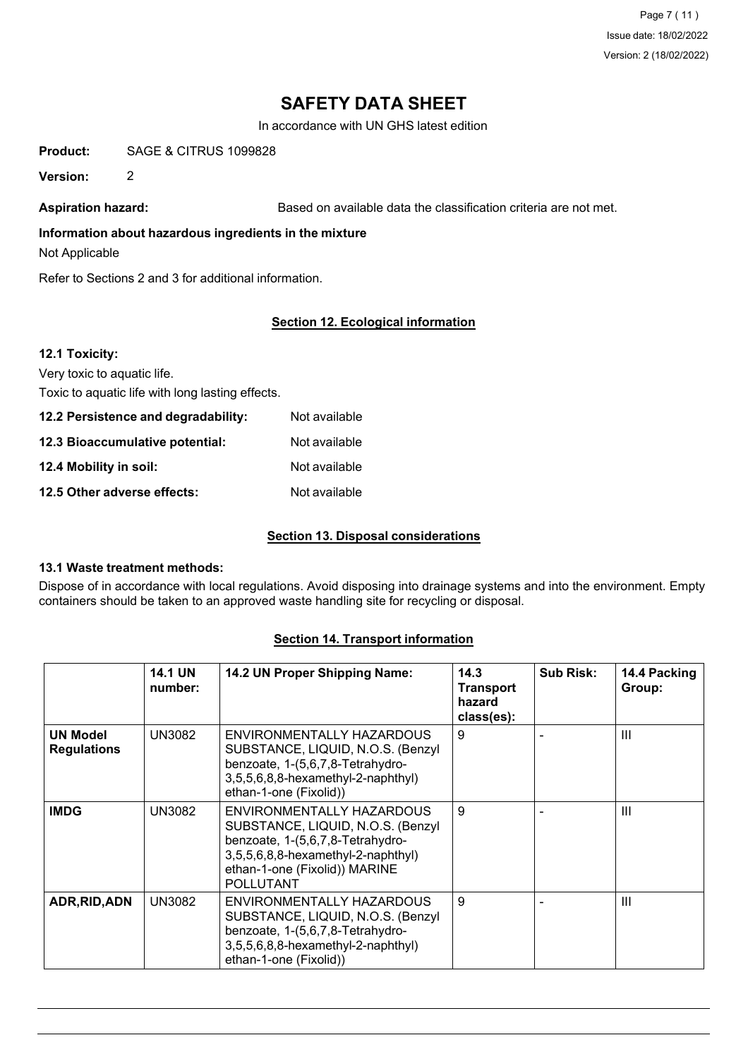# SAFETY DATA SHEET

In accordance with UN GHS latest edition

**Product:** SAGE & CITRUS 1099828

**Version:** 2

**Aspiration hazard:** Based on available data the classification criteria are not met.

**Information about hazardous ingredients in the mixture**

Not Applicable

Refer to Sections 2 and 3 for additional information.

## Section 12. Ecological information

**12.1 Toxicity:**

Very toxic to aquatic life.

Toxic to aquatic life with long lasting effects.

**12.2 Persistence and degradability:** Not available

**12.3 Bioaccumulative potential:** Not available

**12.4 Mobility in soil:** Not available

**12.5 Other adverse effects:** Not available

## Section 13. Disposal considerations

**13.1 Waste treatment methods:**

Dispose of in accordance with local regulations. Avoid disposing into drainage systems and into the environment. Empty containers should be taken to an approved waste handling site for recycling or disposal.

## Section 14. Transport information

| | 14.1 UN number: | 14.2 UN Proper Shipping Name: | 14.3 Transport hazard class(es): | Sub Risk: | 14.4 Packing Group: |
|---|---|---|---|---|---|
| **UN Model Regulations** | UN3082 | ENVIRONMENTALLY HAZARDOUS SUBSTANCE, LIQUID, N.O.S. (Benzyl benzoate, 1-(5,6,7,8-Tetrahydro-3,5,5,6,8,8-hexamethyl-2-naphthyl) ethan-1-one (Fixolid)) | 9 | - | III |
| **IMDG** | UN3082 | ENVIRONMENTALLY HAZARDOUS SUBSTANCE, LIQUID, N.O.S. (Benzyl benzoate, 1-(5,6,7,8-Tetrahydro-3,5,5,6,8,8-hexamethyl-2-naphthyl) ethan-1-one (Fixolid)) MARINE POLLUTANT | 9 | - | III |
| **ADR,RID,ADN** | UN3082 | ENVIRONMENTALLY HAZARDOUS SUBSTANCE, LIQUID, N.O.S. (Benzyl benzoate, 1-(5,6,7,8-Tetrahydro-3,5,5,6,8,8-hexamethyl-2-naphthyl) ethan-1-one (Fixolid)) | 9 | - | III |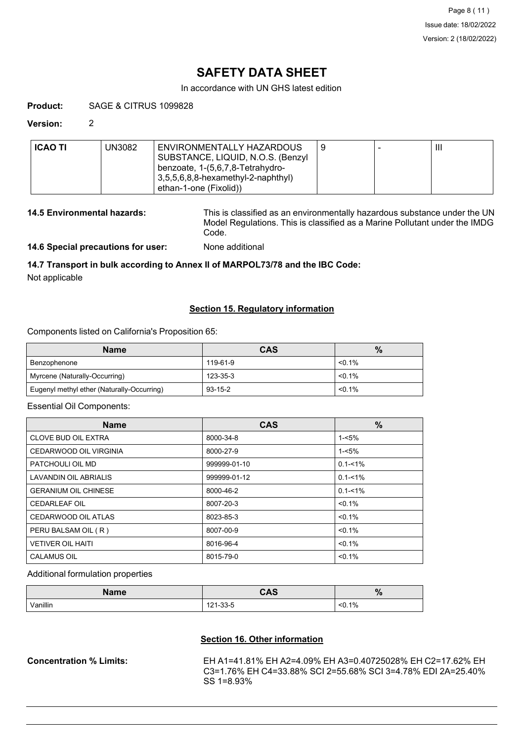**Product:** SAGE & CITRUS 1099828

**Version:** 2

| ICAO TI | UN3082 | ENVIRONMENTALLY HAZARDOUS SUBSTANCE, LIQUID, N.O.S. (Benzyl benzoate, 1-(5,6,7,8-Tetrahydro-3,5,5,6,8,8-hexamethyl-2-naphthyl) ethan-1-one (Fixolid)) | 9 | - | III |
|---|---|---|---|---|---|

**14.5 Environmental hazards:** This is classified as an environmentally hazardous substance under the UN Model Regulations. This is classified as a Marine Pollutant under the IMDG Code.

**14.6 Special precautions for user:** None additional

**14.7 Transport in bulk according to Annex II of MARPOL73/78 and the IBC Code:**

Not applicable

## Section 15. Regulatory information

Components listed on California's Proposition 65:

| Name | CAS | % |
|---|---|---|
| Benzophenone | 119-61-9 | <0.1% |
| Myrcene (Naturally-Occurring) | 123-35-3 | <0.1% |
| Eugenyl methyl ether (Naturally-Occurring) | 93-15-2 | <0.1% |

Essential Oil Components:

| Name | CAS | % |
|---|---|---|
| CLOVE BUD OIL EXTRA | 8000-34-8 | 1-<5% |
| CEDARWOOD OIL VIRGINIA | 8000-27-9 | 1-<5% |
| PATCHOULI OIL MD | 999999-01-10 | 0.1-<1% |
| LAVANDIN OIL ABRIALIS | 999999-01-12 | 0.1-<1% |
| GERANIUM OIL CHINESE | 8000-46-2 | 0.1-<1% |
| CEDARLEAF OIL | 8007-20-3 | <0.1% |
| CEDARWOOD OIL ATLAS | 8023-85-3 | <0.1% |
| PERU BALSAM OIL ( R ) | 8007-00-9 | <0.1% |
| VETIVER OIL HAITI | 8016-96-4 | <0.1% |
| CALAMUS OIL | 8015-79-0 | <0.1% |

Additional formulation properties

| Name | CAS | % |
|---|---|---|
| Vanillin | 121-33-5 | <0.1% |

## Section 16. Other information

**Concentration % Limits:** EH A1=41.81% EH A2=4.09% EH A3=0.40725028% EH C2=17.62% EH C3=1.76% EH C4=33.88% SCI 2=55.68% SCI 3=4.78% EDI 2A=25.40% SS 1=8.93%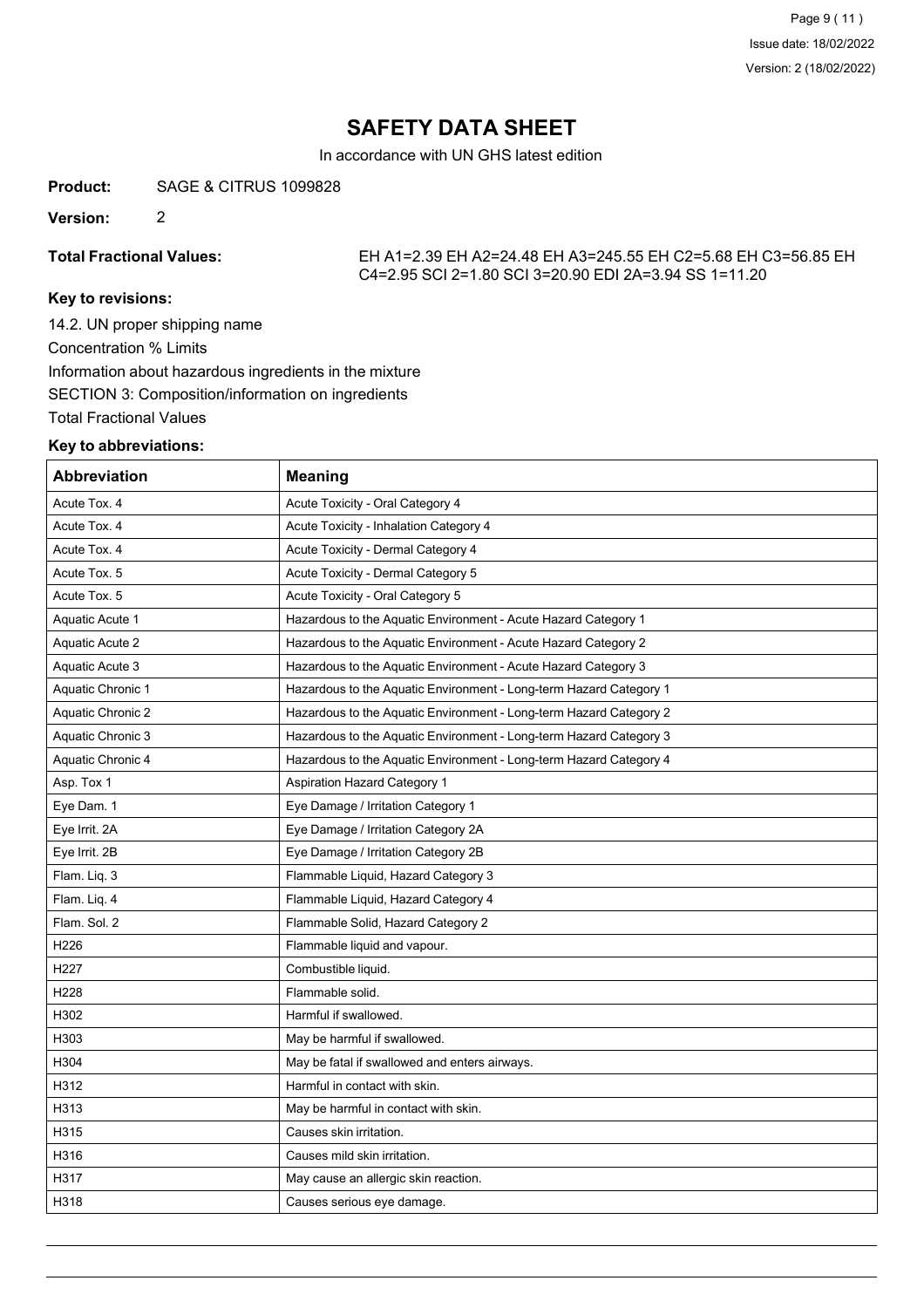# SAFETY DATA SHEET

In accordance with UN GHS latest edition

**Product:** SAGE & CITRUS 1099828

**Version:** 2

**Total Fractional Values:** EH A1=2.39 EH A2=24.48 EH A3=245.55 EH C2=5.68 EH C3=56.85 EH C4=2.95 SCI 2=1.80 SCI 3=20.90 EDI 2A=3.94 SS 1=11.20

### Key to revisions:

14.2. UN proper shipping name

Concentration % Limits

Information about hazardous ingredients in the mixture

SECTION 3: Composition/information on ingredients

Total Fractional Values

### Key to abbreviations:

| Abbreviation | Meaning |
|---|---|
| Acute Tox. 4 | Acute Toxicity - Oral Category 4 |
| Acute Tox. 4 | Acute Toxicity - Inhalation Category 4 |
| Acute Tox. 4 | Acute Toxicity - Dermal Category 4 |
| Acute Tox. 5 | Acute Toxicity - Dermal Category 5 |
| Acute Tox. 5 | Acute Toxicity - Oral Category 5 |
| Aquatic Acute 1 | Hazardous to the Aquatic Environment - Acute Hazard Category 1 |
| Aquatic Acute 2 | Hazardous to the Aquatic Environment - Acute Hazard Category 2 |
| Aquatic Acute 3 | Hazardous to the Aquatic Environment - Acute Hazard Category 3 |
| Aquatic Chronic 1 | Hazardous to the Aquatic Environment - Long-term Hazard Category 1 |
| Aquatic Chronic 2 | Hazardous to the Aquatic Environment - Long-term Hazard Category 2 |
| Aquatic Chronic 3 | Hazardous to the Aquatic Environment - Long-term Hazard Category 3 |
| Aquatic Chronic 4 | Hazardous to the Aquatic Environment - Long-term Hazard Category 4 |
| Asp. Tox 1 | Aspiration Hazard Category 1 |
| Eye Dam. 1 | Eye Damage / Irritation Category 1 |
| Eye Irrit. 2A | Eye Damage / Irritation Category 2A |
| Eye Irrit. 2B | Eye Damage / Irritation Category 2B |
| Flam. Liq. 3 | Flammable Liquid, Hazard Category 3 |
| Flam. Liq. 4 | Flammable Liquid, Hazard Category 4 |
| Flam. Sol. 2 | Flammable Solid, Hazard Category 2 |
| H226 | Flammable liquid and vapour. |
| H227 | Combustible liquid. |
| H228 | Flammable solid. |
| H302 | Harmful if swallowed. |
| H303 | May be harmful if swallowed. |
| H304 | May be fatal if swallowed and enters airways. |
| H312 | Harmful in contact with skin. |
| H313 | May be harmful in contact with skin. |
| H315 | Causes skin irritation. |
| H316 | Causes mild skin irritation. |
| H317 | May cause an allergic skin reaction. |
| H318 | Causes serious eye damage. |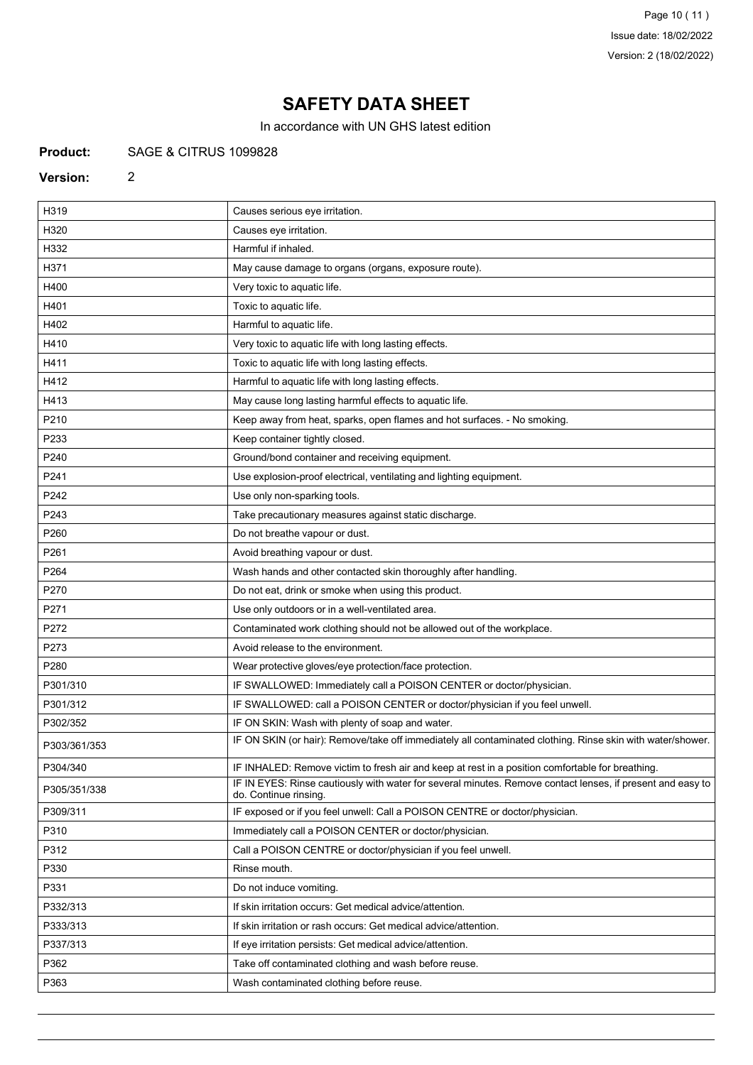# SAFETY DATA SHEET

In accordance with UN GHS latest edition

**Product:** SAGE & CITRUS 1099828

**Version:** 2

| | |
|---|---|
| H319 | Causes serious eye irritation. |
| H320 | Causes eye irritation. |
| H332 | Harmful if inhaled. |
| H371 | May cause damage to organs (organs, exposure route). |
| H400 | Very toxic to aquatic life. |
| H401 | Toxic to aquatic life. |
| H402 | Harmful to aquatic life. |
| H410 | Very toxic to aquatic life with long lasting effects. |
| H411 | Toxic to aquatic life with long lasting effects. |
| H412 | Harmful to aquatic life with long lasting effects. |
| H413 | May cause long lasting harmful effects to aquatic life. |
| P210 | Keep away from heat, sparks, open flames and hot surfaces. - No smoking. |
| P233 | Keep container tightly closed. |
| P240 | Ground/bond container and receiving equipment. |
| P241 | Use explosion-proof electrical, ventilating and lighting equipment. |
| P242 | Use only non-sparking tools. |
| P243 | Take precautionary measures against static discharge. |
| P260 | Do not breathe vapour or dust. |
| P261 | Avoid breathing vapour or dust. |
| P264 | Wash hands and other contacted skin thoroughly after handling. |
| P270 | Do not eat, drink or smoke when using this product. |
| P271 | Use only outdoors or in a well-ventilated area. |
| P272 | Contaminated work clothing should not be allowed out of the workplace. |
| P273 | Avoid release to the environment. |
| P280 | Wear protective gloves/eye protection/face protection. |
| P301/310 | IF SWALLOWED: Immediately call a POISON CENTER or doctor/physician. |
| P301/312 | IF SWALLOWED: call a POISON CENTER or doctor/physician if you feel unwell. |
| P302/352 | IF ON SKIN: Wash with plenty of soap and water. |
| P303/361/353 | IF ON SKIN (or hair): Remove/take off immediately all contaminated clothing. Rinse skin with water/shower. |
| P304/340 | IF INHALED: Remove victim to fresh air and keep at rest in a position comfortable for breathing. |
| P305/351/338 | IF IN EYES: Rinse cautiously with water for several minutes. Remove contact lenses, if present and easy to do. Continue rinsing. |
| P309/311 | IF exposed or if you feel unwell: Call a POISON CENTRE or doctor/physician. |
| P310 | Immediately call a POISON CENTER or doctor/physician. |
| P312 | Call a POISON CENTRE or doctor/physician if you feel unwell. |
| P330 | Rinse mouth. |
| P331 | Do not induce vomiting. |
| P332/313 | If skin irritation occurs: Get medical advice/attention. |
| P333/313 | If skin irritation or rash occurs: Get medical advice/attention. |
| P337/313 | If eye irritation persists: Get medical advice/attention. |
| P362 | Take off contaminated clothing and wash before reuse. |
| P363 | Wash contaminated clothing before reuse. |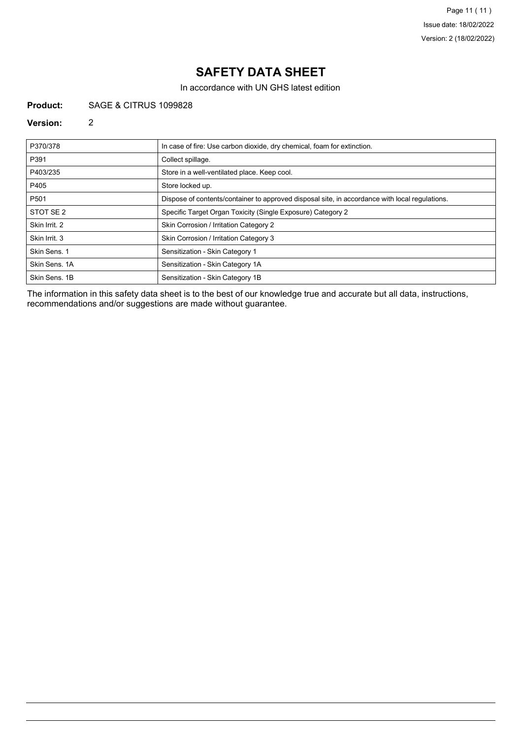# SAFETY DATA SHEET

In accordance with UN GHS latest edition

**Product:** SAGE & CITRUS 1099828

**Version:** 2

| | |
|---|---|
| P370/378 | In case of fire: Use carbon dioxide, dry chemical, foam for extinction. |
| P391 | Collect spillage. |
| P403/235 | Store in a well-ventilated place. Keep cool. |
| P405 | Store locked up. |
| P501 | Dispose of contents/container to approved disposal site, in accordance with local regulations. |
| STOT SE 2 | Specific Target Organ Toxicity (Single Exposure) Category 2 |
| Skin Irrit. 2 | Skin Corrosion / Irritation Category 2 |
| Skin Irrit. 3 | Skin Corrosion / Irritation Category 3 |
| Skin Sens. 1 | Sensitization - Skin Category 1 |
| Skin Sens. 1A | Sensitization - Skin Category 1A |
| Skin Sens. 1B | Sensitization - Skin Category 1B |

The information in this safety data sheet is to the best of our knowledge true and accurate but all data, instructions, recommendations and/or suggestions are made without guarantee.